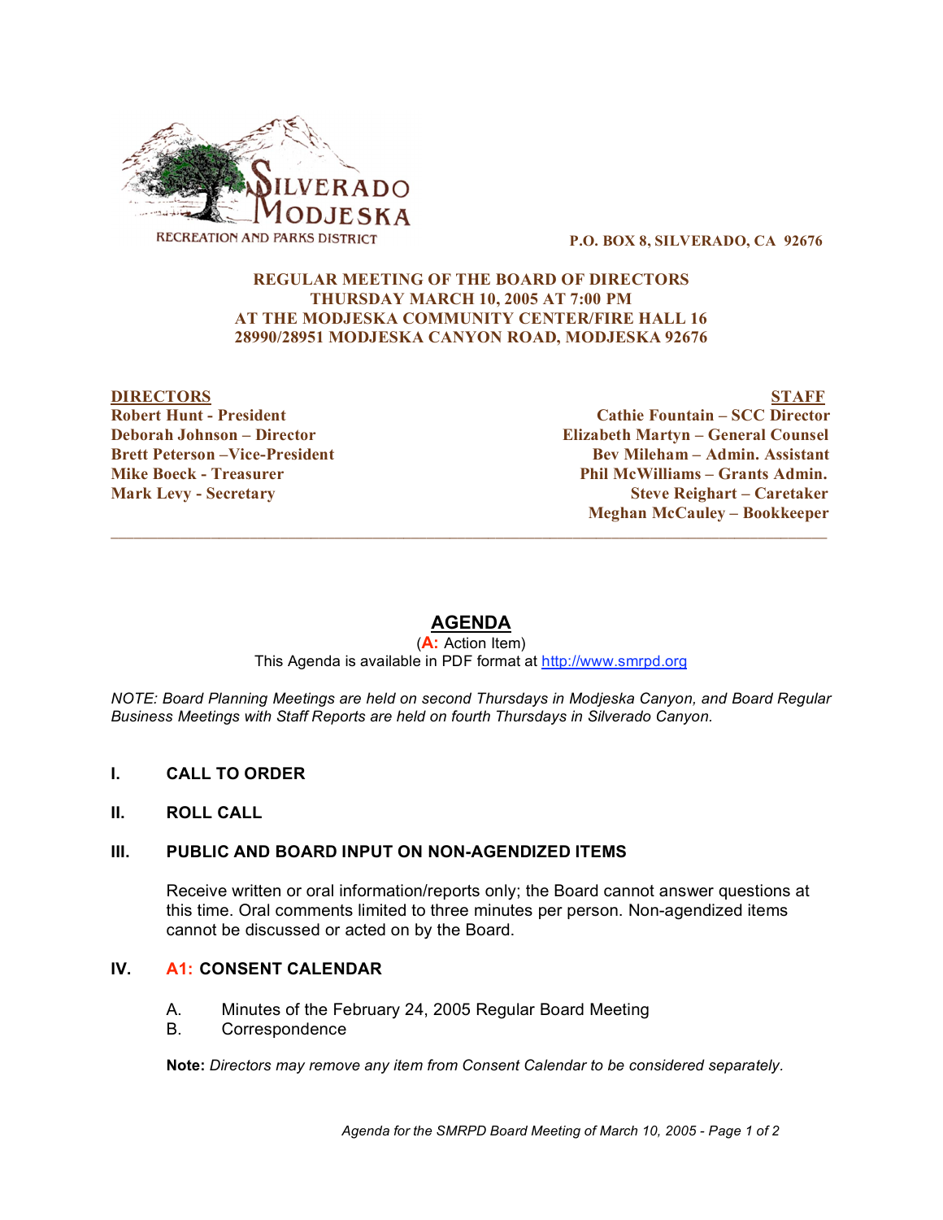SILVERADO MODJESKA
RECREATION AND PARKS DISTRICT

**P.O. BOX 8, SILVERADO, CA 92676**

**REGULAR MEETING OF THE BOARD OF DIRECTORS**
**THURSDAY MARCH 10, 2005 AT 7:00 PM**
**AT THE MODJESKA COMMUNITY CENTER/FIRE HALL 16**
**28990/28951 MODJESKA CANYON ROAD, MODJESKA 92676**

| DIRECTORS | STAFF |
|---|---|
| Robert Hunt - President | Cathie Fountain – SCC Director |
| Deborah Johnson – Director | Elizabeth Martyn – General Counsel |
| Brett Peterson –Vice-President | Bev Mileham – Admin. Assistant |
| Mike Boeck - Treasurer | Phil McWilliams – Grants Admin. |
| Mark Levy - Secretary | Steve Reighart – Caretaker |
| | Meghan McCauley – Bookkeeper |

---

# AGENDA

(**A:** Action Item)
This Agenda is available in PDF format at http://www.smrpd.org

*NOTE: Board Planning Meetings are held on second Thursdays in Modjeska Canyon, and Board Regular Business Meetings with Staff Reports are held on fourth Thursdays in Silverado Canyon.*

## I. CALL TO ORDER

## II. ROLL CALL

## III. PUBLIC AND BOARD INPUT ON NON-AGENDIZED ITEMS

Receive written or oral information/reports only; the Board cannot answer questions at this time. Oral comments limited to three minutes per person. Non-agendized items cannot be discussed or acted on by the Board.

## IV. A1: CONSENT CALENDAR

A. Minutes of the February 24, 2005 Regular Board Meeting
B. Correspondence

**Note:** *Directors may remove any item from Consent Calendar to be considered separately.*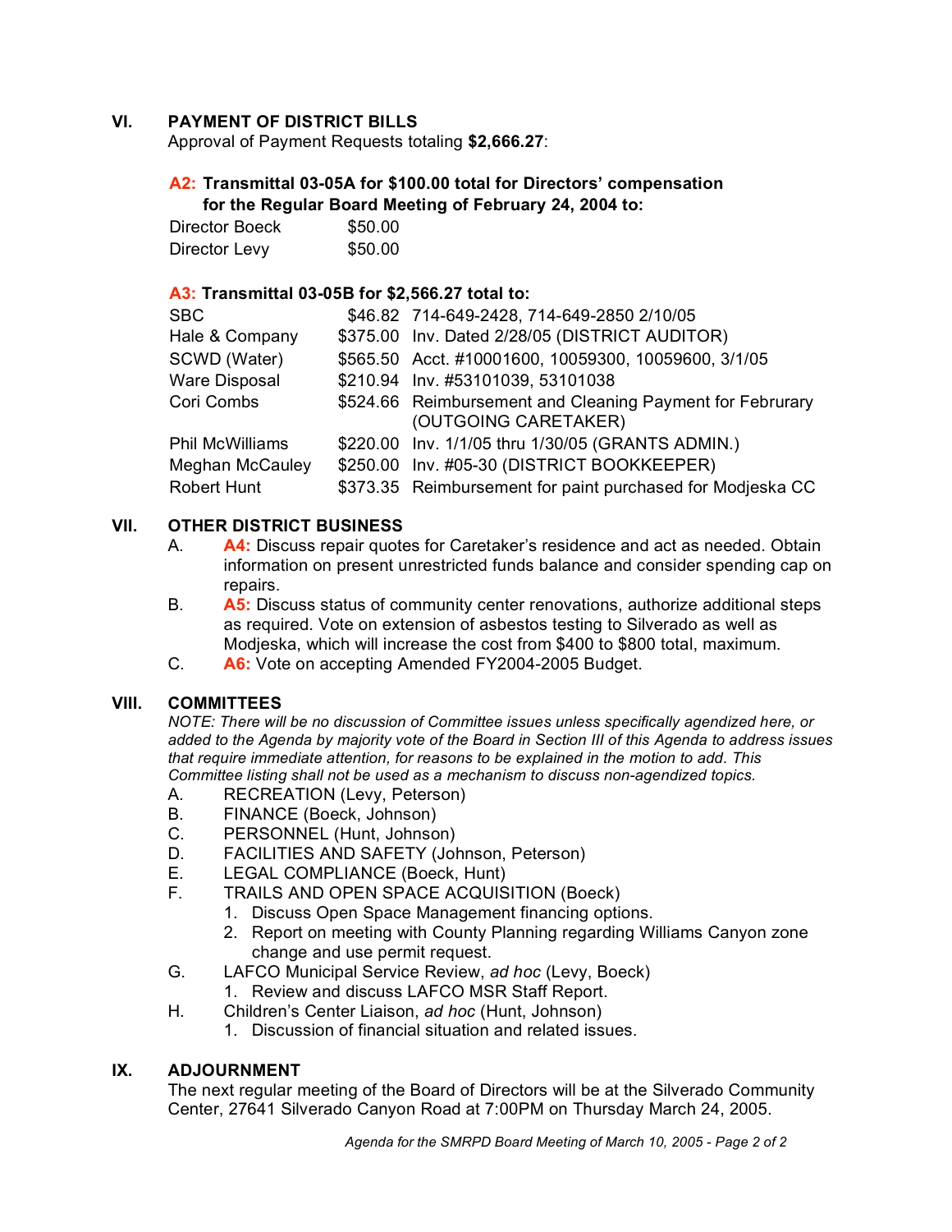## VI. PAYMENT OF DISTRICT BILLS

Approval of Payment Requests totaling **$2,666.27**:

**A2: Transmittal 03-05A for $100.00 total for Directors' compensation for the Regular Board Meeting of February 24, 2004 to:**

| | |
|---|---|
| Director Boeck | $50.00 |
| Director Levy | $50.00 |

**A3: Transmittal 03-05B for $2,566.27 total to:**

| | | |
|---|---|---|
| SBC | $46.82 | 714-649-2428, 714-649-2850 2/10/05 |
| Hale & Company | $375.00 | Inv. Dated 2/28/05 (DISTRICT AUDITOR) |
| SCWD (Water) | $565.50 | Acct. #10001600, 10059300, 10059600, 3/1/05 |
| Ware Disposal | $210.94 | Inv. #53101039, 53101038 |
| Cori Combs | $524.66 | Reimbursement and Cleaning Payment for Februrary (OUTGOING CARETAKER) |
| Phil McWilliams | $220.00 | Inv. 1/1/05 thru 1/30/05 (GRANTS ADMIN.) |
| Meghan McCauley | $250.00 | Inv. #05-30 (DISTRICT BOOKKEEPER) |
| Robert Hunt | $373.35 | Reimbursement for paint purchased for Modjeska CC |

## VII. OTHER DISTRICT BUSINESS

A. **A4:** Discuss repair quotes for Caretaker's residence and act as needed. Obtain information on present unrestricted funds balance and consider spending cap on repairs.

B. **A5:** Discuss status of community center renovations, authorize additional steps as required. Vote on extension of asbestos testing to Silverado as well as Modjeska, which will increase the cost from $400 to $800 total, maximum.

C. **A6:** Vote on accepting Amended FY2004-2005 Budget.

## VIII. COMMITTEES

*NOTE: There will be no discussion of Committee issues unless specifically agendized here, or added to the Agenda by majority vote of the Board in Section III of this Agenda to address issues that require immediate attention, for reasons to be explained in the motion to add. This Committee listing shall not be used as a mechanism to discuss non-agendized topics.*

A. RECREATION (Levy, Peterson)

B. FINANCE (Boeck, Johnson)

C. PERSONNEL (Hunt, Johnson)

D. FACILITIES AND SAFETY (Johnson, Peterson)

E. LEGAL COMPLIANCE (Boeck, Hunt)

F. TRAILS AND OPEN SPACE ACQUISITION (Boeck)
   1. Discuss Open Space Management financing options.
   2. Report on meeting with County Planning regarding Williams Canyon zone change and use permit request.

G. LAFCO Municipal Service Review, *ad hoc* (Levy, Boeck)
   1. Review and discuss LAFCO MSR Staff Report.

H. Children's Center Liaison, *ad hoc* (Hunt, Johnson)
   1. Discussion of financial situation and related issues.

## IX. ADJOURNMENT

The next regular meeting of the Board of Directors will be at the Silverado Community Center, 27641 Silverado Canyon Road at 7:00PM on Thursday March 24, 2005.